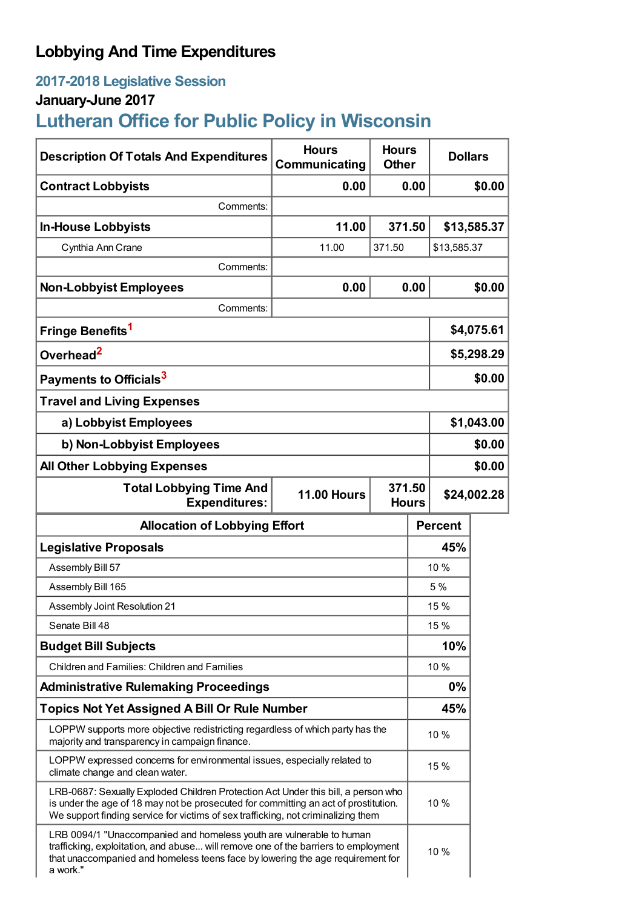# Lobbying And Time Expenditures

## 2017-2018 Legislative Session

### January-June 2017

## Lutheran Office for Public Policy in Wisconsin

| Description Of Totals And Expenditures | Hours Communicating | Hours Other | Dollars |
|---|---|---|---|
| **Contract Lobbyists** | **0.00** | **0.00** | **$0.00** |
| Comments: | | | |
| **In-House Lobbyists** | **11.00** | **371.50** | **$13,585.37** |
| Cynthia Ann Crane | 11.00 | 371.50 | $13,585.37 |
| Comments: | | | |
| **Non-Lobbyist Employees** | **0.00** | **0.00** | **$0.00** |
| Comments: | | | |
| **Fringe Benefits**[1] | | | **$4,075.61** |
| **Overhead**[2] | | | **$5,298.29** |
| **Payments to Officials**[3] | | | **$0.00** |
| **Travel and Living Expenses** | | | |
| **a) Lobbyist Employees** | | | **$1,043.00** |
| **b) Non-Lobbyist Employees** | | | **$0.00** |
| **All Other Lobbying Expenses** | | | **$0.00** |
| **Total Lobbying Time And Expenditures:** | **11.00 Hours** | **371.50 Hours** | **$24,002.28** |

| Allocation of Lobbying Effort | Percent |
|---|---|
| **Legislative Proposals** | **45%** |
| Assembly Bill 57 | 10 % |
| Assembly Bill 165 | 5 % |
| Assembly Joint Resolution 21 | 15 % |
| Senate Bill 48 | 15 % |
| **Budget Bill Subjects** | **10%** |
| Children and Families: Children and Families | 10 % |
| **Administrative Rulemaking Proceedings** | **0%** |
| **Topics Not Yet Assigned A Bill Or Rule Number** | **45%** |
| LOPPW supports more objective redistricting regardless of which party has the majority and transparency in campaign finance. | 10 % |
| LOPPW expressed concerns for environmental issues, especially related to climate change and clean water. | 15 % |
| LRB-0687: Sexually Exploded Children Protection Act Under this bill, a person who is under the age of 18 may not be prosecuted for committing an act of prostitution. We support finding service for victims of sex trafficking, not criminalizing them | 10 % |
| LRB 0094/1 "Unaccompanied and homeless youth are vulnerable to human trafficking, exploitation, and abuse... will remove one of the barriers to employment that unaccompanied and homeless teens face by lowering the age requirement for a work." | 10 % |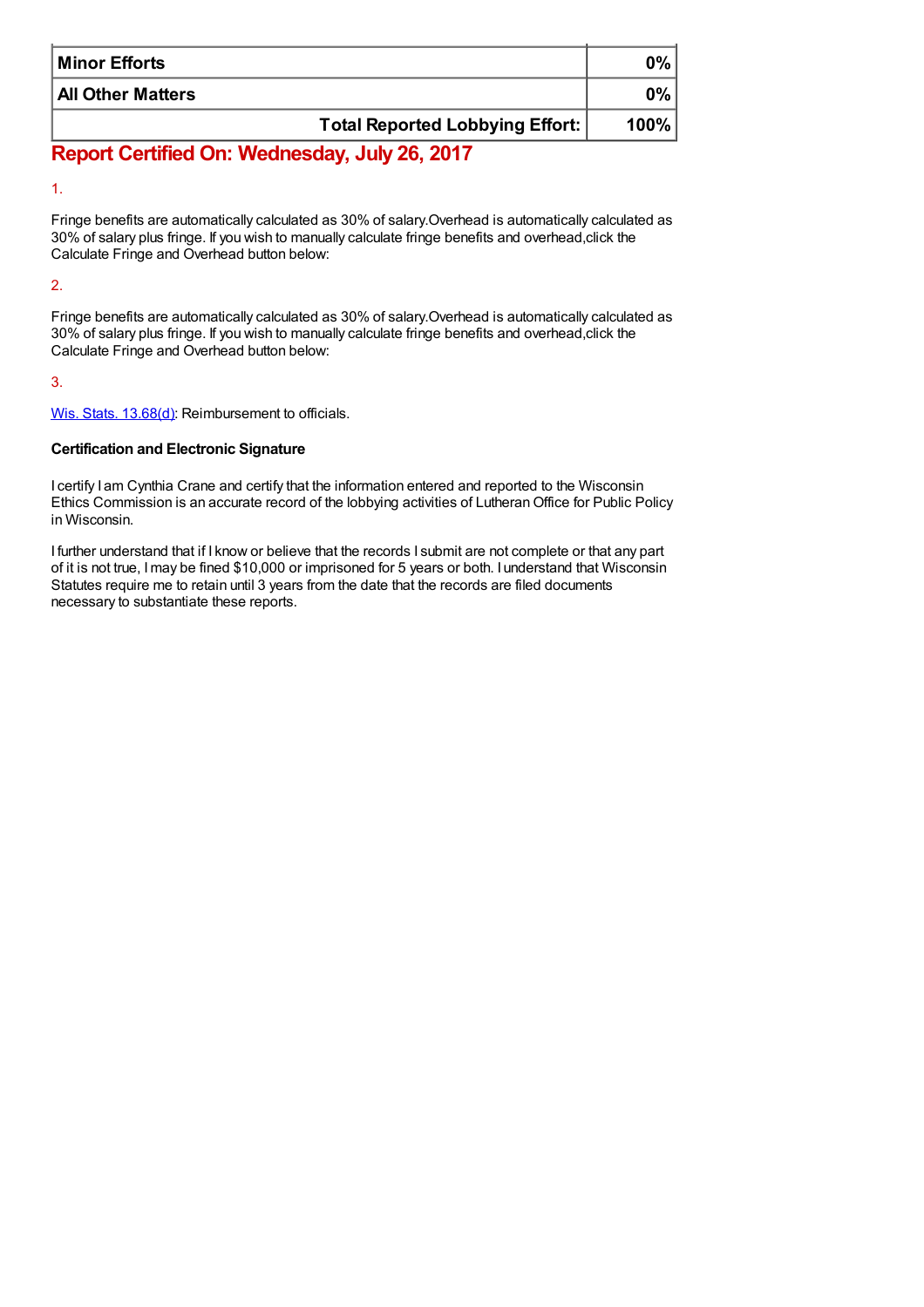| | |
|---|---|
| **Minor Efforts** | **0%** |
| **All Other Matters** | **0%** |
| **Total Reported Lobbying Effort:** | **100%** |

## Report Certified On: Wednesday, July 26, 2017

1.

Fringe benefits are automatically calculated as 30% of salary.Overhead is automatically calculated as 30% of salary plus fringe. If you wish to manually calculate fringe benefits and overhead,click the Calculate Fringe and Overhead button below:

2.

Fringe benefits are automatically calculated as 30% of salary.Overhead is automatically calculated as 30% of salary plus fringe. If you wish to manually calculate fringe benefits and overhead,click the Calculate Fringe and Overhead button below:

3.

Wis. Stats. 13.68(d): Reimbursement to officials.

**Certification and Electronic Signature**

I certify I am Cynthia Crane and certify that the information entered and reported to the Wisconsin Ethics Commission is an accurate record of the lobbying activities of Lutheran Office for Public Policy in Wisconsin.

I further understand that if I know or believe that the records I submit are not complete or that any part of it is not true, I may be fined $10,000 or imprisoned for 5 years or both. I understand that Wisconsin Statutes require me to retain until 3 years from the date that the records are filed documents necessary to substantiate these reports.